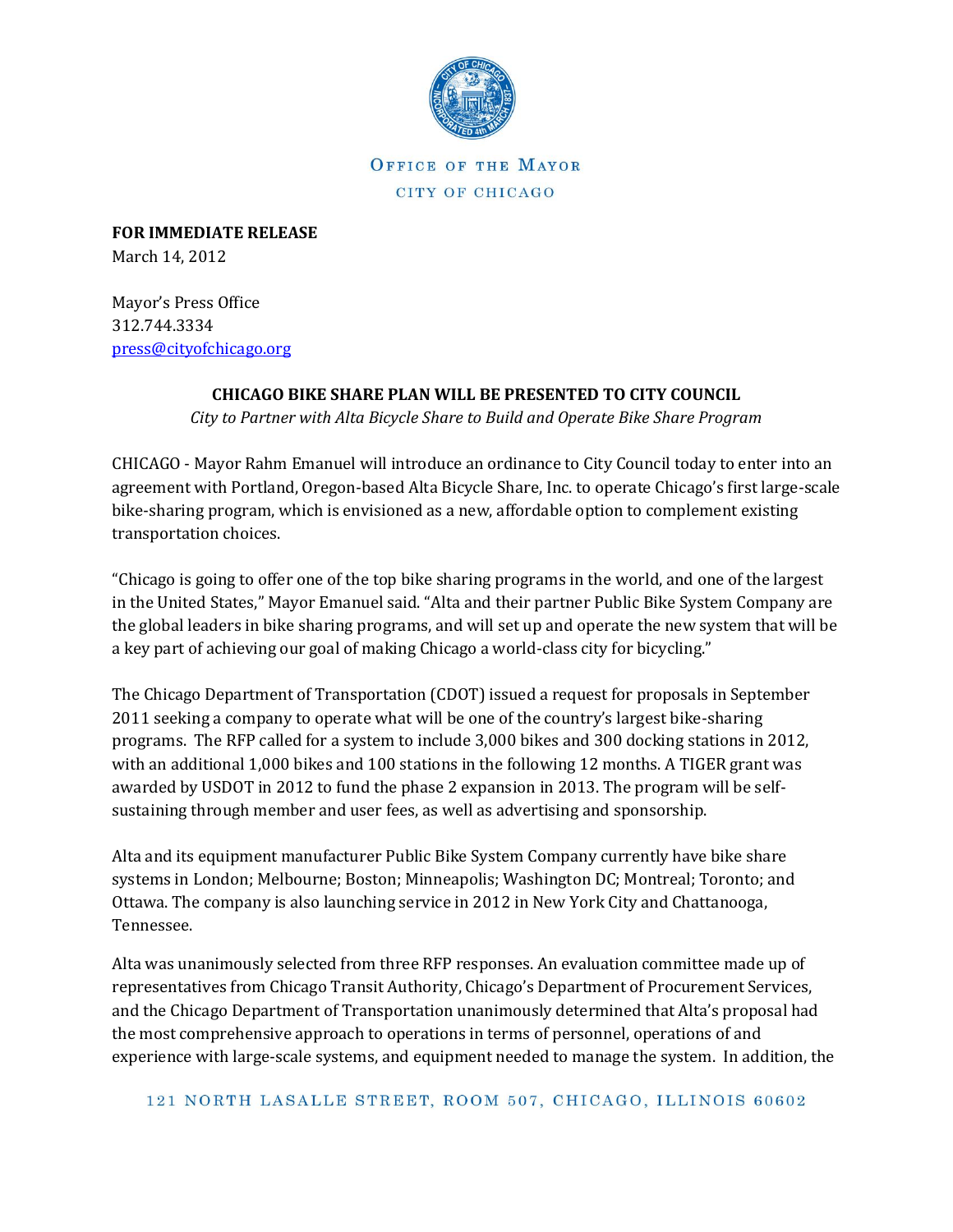OFFICE OF THE MAYOR

CITY OF CHICAGO

**FOR IMMEDIATE RELEASE**
March 14, 2012

Mayor's Press Office
312.744.3334
press@cityofchicago.org

**CHICAGO BIKE SHARE PLAN WILL BE PRESENTED TO CITY COUNCIL**

*City to Partner with Alta Bicycle Share to Build and Operate Bike Share Program*

CHICAGO - Mayor Rahm Emanuel will introduce an ordinance to City Council today to enter into an agreement with Portland, Oregon-based Alta Bicycle Share, Inc. to operate Chicago's first large-scale bike-sharing program, which is envisioned as a new, affordable option to complement existing transportation choices.

"Chicago is going to offer one of the top bike sharing programs in the world, and one of the largest in the United States," Mayor Emanuel said. "Alta and their partner Public Bike System Company are the global leaders in bike sharing programs, and will set up and operate the new system that will be a key part of achieving our goal of making Chicago a world-class city for bicycling."

The Chicago Department of Transportation (CDOT) issued a request for proposals in September 2011 seeking a company to operate what will be one of the country's largest bike-sharing programs. The RFP called for a system to include 3,000 bikes and 300 docking stations in 2012, with an additional 1,000 bikes and 100 stations in the following 12 months. A TIGER grant was awarded by USDOT in 2012 to fund the phase 2 expansion in 2013. The program will be self-sustaining through member and user fees, as well as advertising and sponsorship.

Alta and its equipment manufacturer Public Bike System Company currently have bike share systems in London; Melbourne; Boston; Minneapolis; Washington DC; Montreal; Toronto; and Ottawa. The company is also launching service in 2012 in New York City and Chattanooga, Tennessee.

Alta was unanimously selected from three RFP responses. An evaluation committee made up of representatives from Chicago Transit Authority, Chicago's Department of Procurement Services, and the Chicago Department of Transportation unanimously determined that Alta's proposal had the most comprehensive approach to operations in terms of personnel, operations of and experience with large-scale systems, and equipment needed to manage the system. In addition, the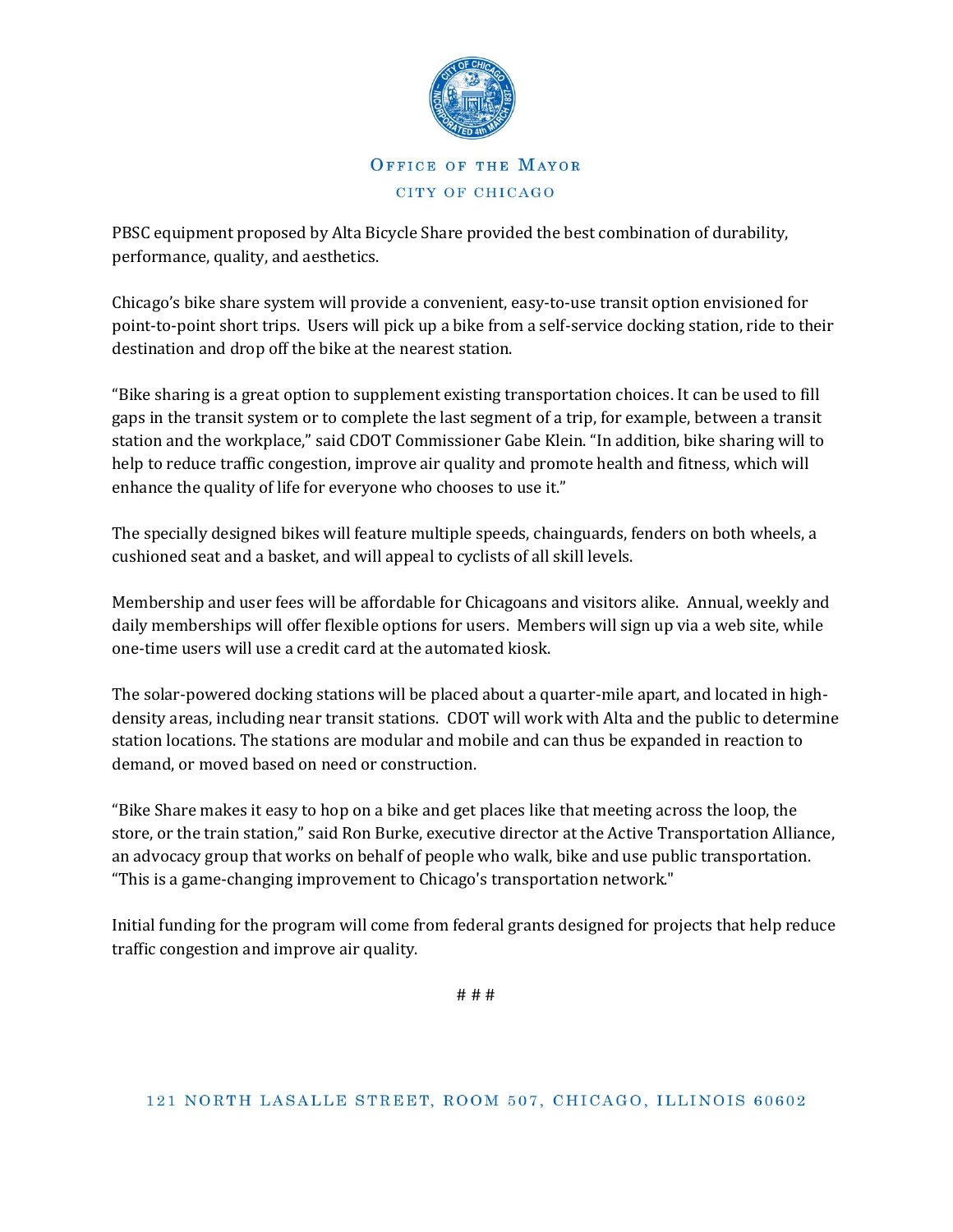PBSC equipment proposed by Alta Bicycle Share provided the best combination of durability, performance, quality, and aesthetics.

Chicago's bike share system will provide a convenient, easy-to-use transit option envisioned for point-to-point short trips. Users will pick up a bike from a self-service docking station, ride to their destination and drop off the bike at the nearest station.

"Bike sharing is a great option to supplement existing transportation choices. It can be used to fill gaps in the transit system or to complete the last segment of a trip, for example, between a transit station and the workplace," said CDOT Commissioner Gabe Klein. "In addition, bike sharing will to help to reduce traffic congestion, improve air quality and promote health and fitness, which will enhance the quality of life for everyone who chooses to use it."

The specially designed bikes will feature multiple speeds, chainguards, fenders on both wheels, a cushioned seat and a basket, and will appeal to cyclists of all skill levels.

Membership and user fees will be affordable for Chicagoans and visitors alike. Annual, weekly and daily memberships will offer flexible options for users. Members will sign up via a web site, while one-time users will use a credit card at the automated kiosk.

The solar-powered docking stations will be placed about a quarter-mile apart, and located in high-density areas, including near transit stations. CDOT will work with Alta and the public to determine station locations. The stations are modular and mobile and can thus be expanded in reaction to demand, or moved based on need or construction.

"Bike Share makes it easy to hop on a bike and get places like that meeting across the loop, the store, or the train station," said Ron Burke, executive director at the Active Transportation Alliance, an advocacy group that works on behalf of people who walk, bike and use public transportation. "This is a game-changing improvement to Chicago's transportation network."

Initial funding for the program will come from federal grants designed for projects that help reduce traffic congestion and improve air quality.

# # #